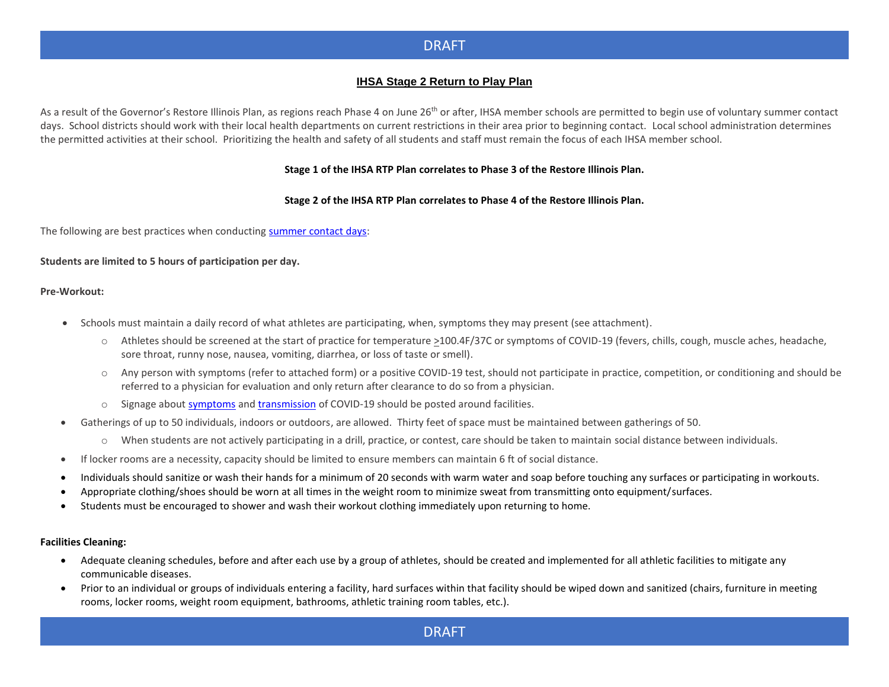# IHSA Stage 2 Return to Play Plan

As a result of the Governor's Restore Illinois Plan, as regions reach Phase 4 on June 26th or after, IHSA member schools are permitted to begin use of voluntary summer contact days. School districts should work with their local health departments on current restrictions in their area prior to beginning contact. Local school administration determines the permitted activities at their school. Prioritizing the health and safety of all students and staff must remain the focus of each IHSA member school.

**Stage 1 of the IHSA RTP Plan correlates to Phase 3 of the Restore Illinois Plan.**

**Stage 2 of the IHSA RTP Plan correlates to Phase 4 of the Restore Illinois Plan.**

The following are best practices when conducting summer contact days:

**Students are limited to 5 hours of participation per day.**

**Pre-Workout:**

- Schools must maintain a daily record of what athletes are participating, when, symptoms they may present (see attachment).
  - Athletes should be screened at the start of practice for temperature ≥100.4F/37C or symptoms of COVID-19 (fevers, chills, cough, muscle aches, headache, sore throat, runny nose, nausea, vomiting, diarrhea, or loss of taste or smell).
  - Any person with symptoms (refer to attached form) or a positive COVID-19 test, should not participate in practice, competition, or conditioning and should be referred to a physician for evaluation and only return after clearance to do so from a physician.
  - Signage about symptoms and transmission of COVID-19 should be posted around facilities.
- Gatherings of up to 50 individuals, indoors or outdoors, are allowed. Thirty feet of space must be maintained between gatherings of 50.
  - When students are not actively participating in a drill, practice, or contest, care should be taken to maintain social distance between individuals.
- If locker rooms are a necessity, capacity should be limited to ensure members can maintain 6 ft of social distance.
- Individuals should sanitize or wash their hands for a minimum of 20 seconds with warm water and soap before touching any surfaces or participating in workouts.
- Appropriate clothing/shoes should be worn at all times in the weight room to minimize sweat from transmitting onto equipment/surfaces.
- Students must be encouraged to shower and wash their workout clothing immediately upon returning to home.

**Facilities Cleaning:**

- Adequate cleaning schedules, before and after each use by a group of athletes, should be created and implemented for all athletic facilities to mitigate any communicable diseases.
- Prior to an individual or groups of individuals entering a facility, hard surfaces within that facility should be wiped down and sanitized (chairs, furniture in meeting rooms, locker rooms, weight room equipment, bathrooms, athletic training room tables, etc.).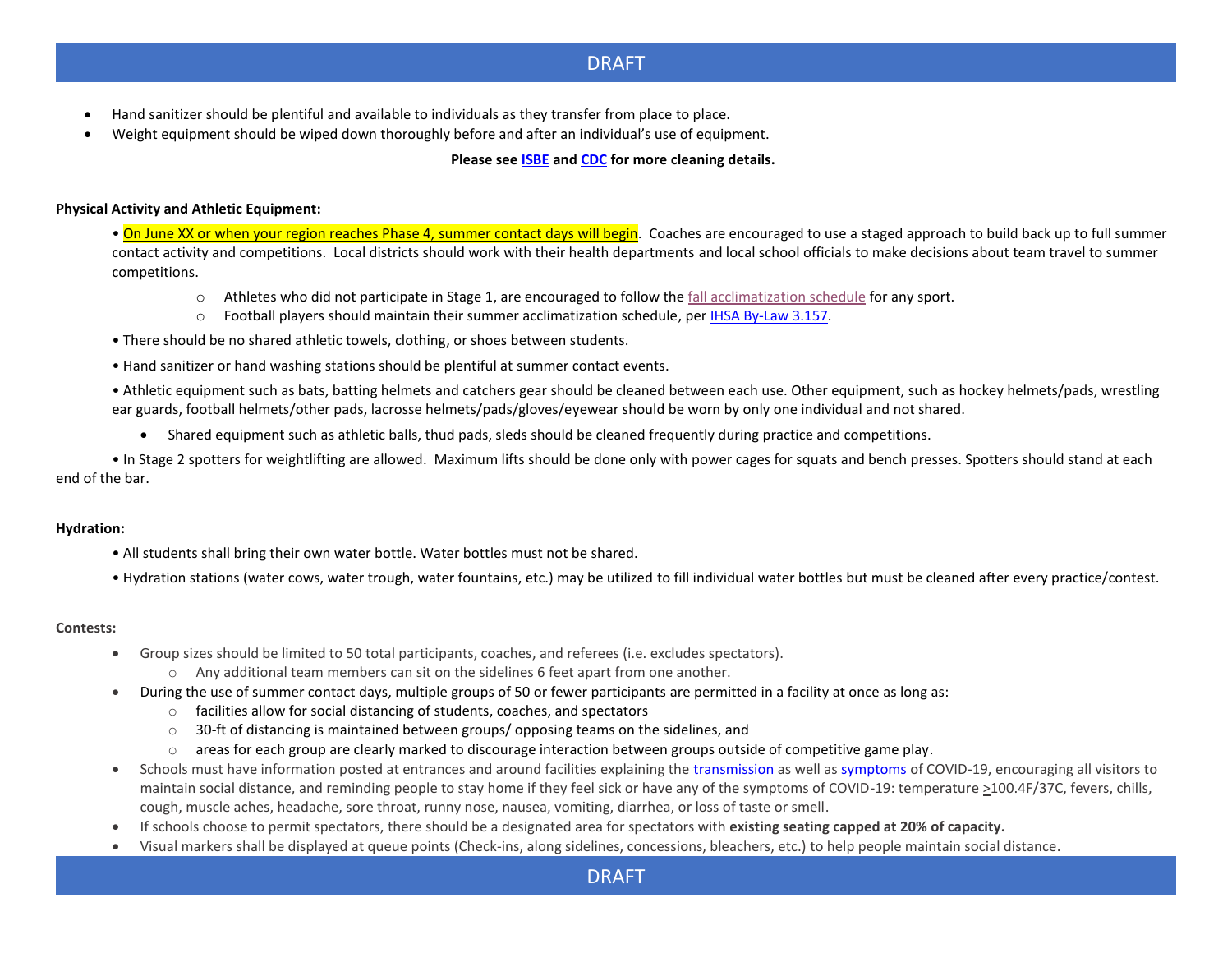- Hand sanitizer should be plentiful and available to individuals as they transfer from place to place.
- Weight equipment should be wiped down thoroughly before and after an individual's use of equipment.

**Please see ISBE and CDC for more cleaning details.**

**Physical Activity and Athletic Equipment:**

- On June XX or when your region reaches Phase 4, summer contact days will begin. Coaches are encouraged to use a staged approach to build back up to full summer contact activity and competitions. Local districts should work with their health departments and local school officials to make decisions about team travel to summer competitions.
  - Athletes who did not participate in Stage 1, are encouraged to follow the fall acclimatization schedule for any sport.
  - Football players should maintain their summer acclimatization schedule, per IHSA By-Law 3.157.
- There should be no shared athletic towels, clothing, or shoes between students.
- Hand sanitizer or hand washing stations should be plentiful at summer contact events.
- Athletic equipment such as bats, batting helmets and catchers gear should be cleaned between each use. Other equipment, such as hockey helmets/pads, wrestling ear guards, football helmets/other pads, lacrosse helmets/pads/gloves/eyewear should be worn by only one individual and not shared.
  - Shared equipment such as athletic balls, thud pads, sleds should be cleaned frequently during practice and competitions.
- In Stage 2 spotters for weightlifting are allowed. Maximum lifts should be done only with power cages for squats and bench presses. Spotters should stand at each end of the bar.

**Hydration:**

- All students shall bring their own water bottle. Water bottles must not be shared.
- Hydration stations (water cows, water trough, water fountains, etc.) may be utilized to fill individual water bottles but must be cleaned after every practice/contest.

**Contests:**

- Group sizes should be limited to 50 total participants, coaches, and referees (i.e. excludes spectators).
  - Any additional team members can sit on the sidelines 6 feet apart from one another.
- During the use of summer contact days, multiple groups of 50 or fewer participants are permitted in a facility at once as long as:
  - facilities allow for social distancing of students, coaches, and spectators
  - 30-ft of distancing is maintained between groups/ opposing teams on the sidelines, and
  - areas for each group are clearly marked to discourage interaction between groups outside of competitive game play.
- Schools must have information posted at entrances and around facilities explaining the transmission as well as symptoms of COVID-19, encouraging all visitors to maintain social distance, and reminding people to stay home if they feel sick or have any of the symptoms of COVID-19: temperature ≥100.4F/37C, fevers, chills, cough, muscle aches, headache, sore throat, runny nose, nausea, vomiting, diarrhea, or loss of taste or smell.
- If schools choose to permit spectators, there should be a designated area for spectators with **existing seating capped at 20% of capacity.**
- Visual markers shall be displayed at queue points (Check-ins, along sidelines, concessions, bleachers, etc.) to help people maintain social distance.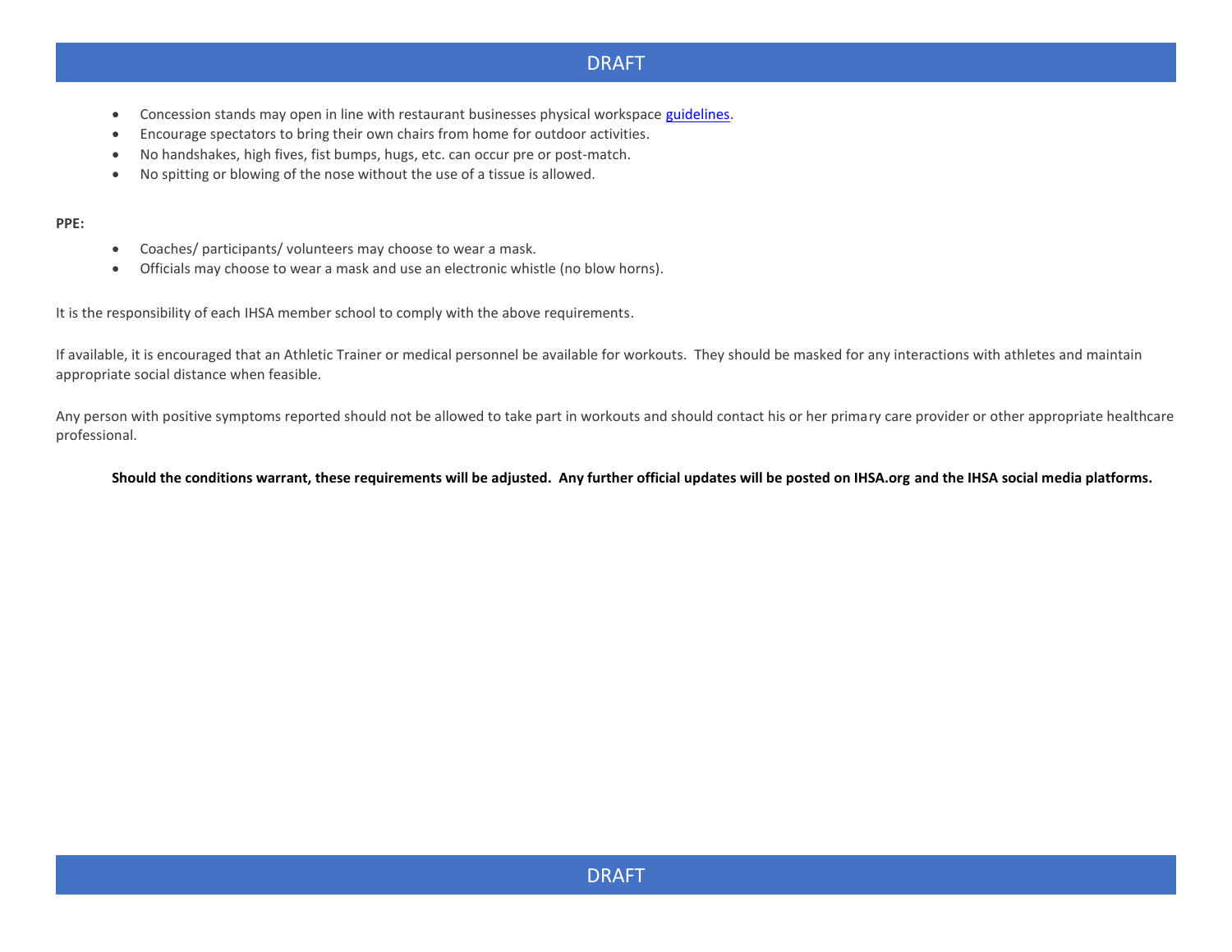- Concession stands may open in line with restaurant businesses physical workspace guidelines.
- Encourage spectators to bring their own chairs from home for outdoor activities.
- No handshakes, high fives, fist bumps, hugs, etc. can occur pre or post-match.
- No spitting or blowing of the nose without the use of a tissue is allowed.

**PPE:**

- Coaches/ participants/ volunteers may choose to wear a mask.
- Officials may choose to wear a mask and use an electronic whistle (no blow horns).

It is the responsibility of each IHSA member school to comply with the above requirements.

If available, it is encouraged that an Athletic Trainer or medical personnel be available for workouts. They should be masked for any interactions with athletes and maintain appropriate social distance when feasible.

Any person with positive symptoms reported should not be allowed to take part in workouts and should contact his or her primary care provider or other appropriate healthcare professional.

**Should the conditions warrant, these requirements will be adjusted. Any further official updates will be posted on IHSA.org and the IHSA social media platforms.**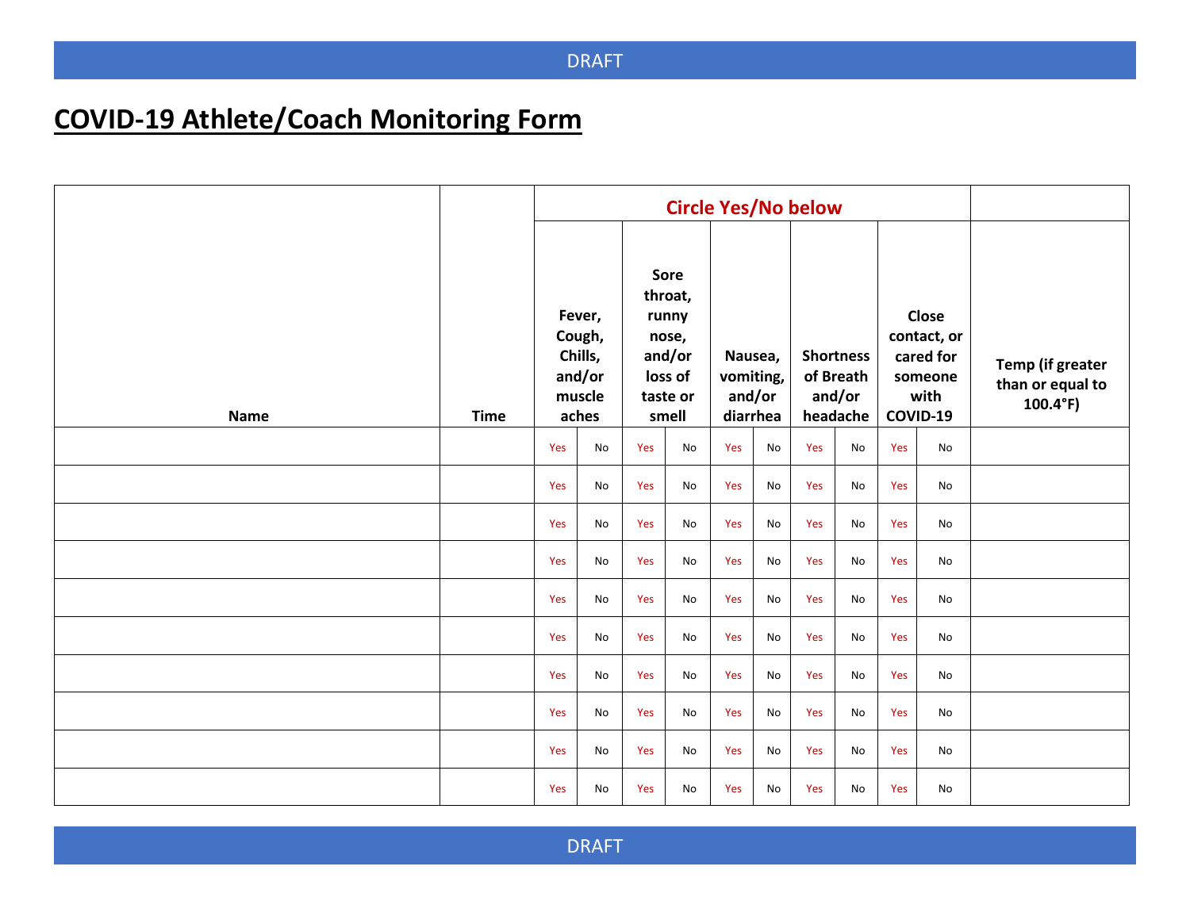# COVID-19 Athlete/Coach Monitoring Form

| Name | Time | Circle Yes/No below | | | | | | | | | | |
|---|---|---|---|---|---|---|---|---|---|---|---|---|
| | | Fever, Cough, Chills, and/or muscle aches | | Sore throat, runny nose, and/or loss of taste or smell | | Nausea, vomiting, and/or diarrhea | | Shortness of Breath and/or headache | | Close contact, or cared for someone with COVID-19 | | Temp (if greater than or equal to 100.4°F) |
| | | Yes | No | Yes | No | Yes | No | Yes | No | Yes | No | |
| | | Yes | No | Yes | No | Yes | No | Yes | No | Yes | No | |
| | | Yes | No | Yes | No | Yes | No | Yes | No | Yes | No | |
| | | Yes | No | Yes | No | Yes | No | Yes | No | Yes | No | |
| | | Yes | No | Yes | No | Yes | No | Yes | No | Yes | No | |
| | | Yes | No | Yes | No | Yes | No | Yes | No | Yes | No | |
| | | Yes | No | Yes | No | Yes | No | Yes | No | Yes | No | |
| | | Yes | No | Yes | No | Yes | No | Yes | No | Yes | No | |
| | | Yes | No | Yes | No | Yes | No | Yes | No | Yes | No | |
| | | Yes | No | Yes | No | Yes | No | Yes | No | Yes | No | |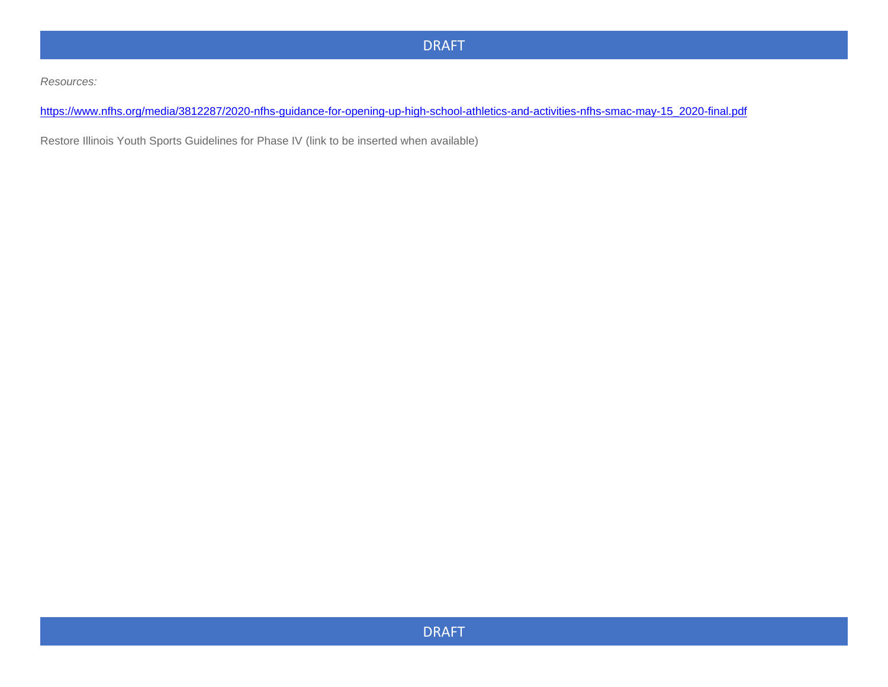*Resources:*

https://www.nfhs.org/media/3812287/2020-nfhs-guidance-for-opening-up-high-school-athletics-and-activities-nfhs-smac-may-15_2020-final.pdf

Restore Illinois Youth Sports Guidelines for Phase IV (link to be inserted when available)